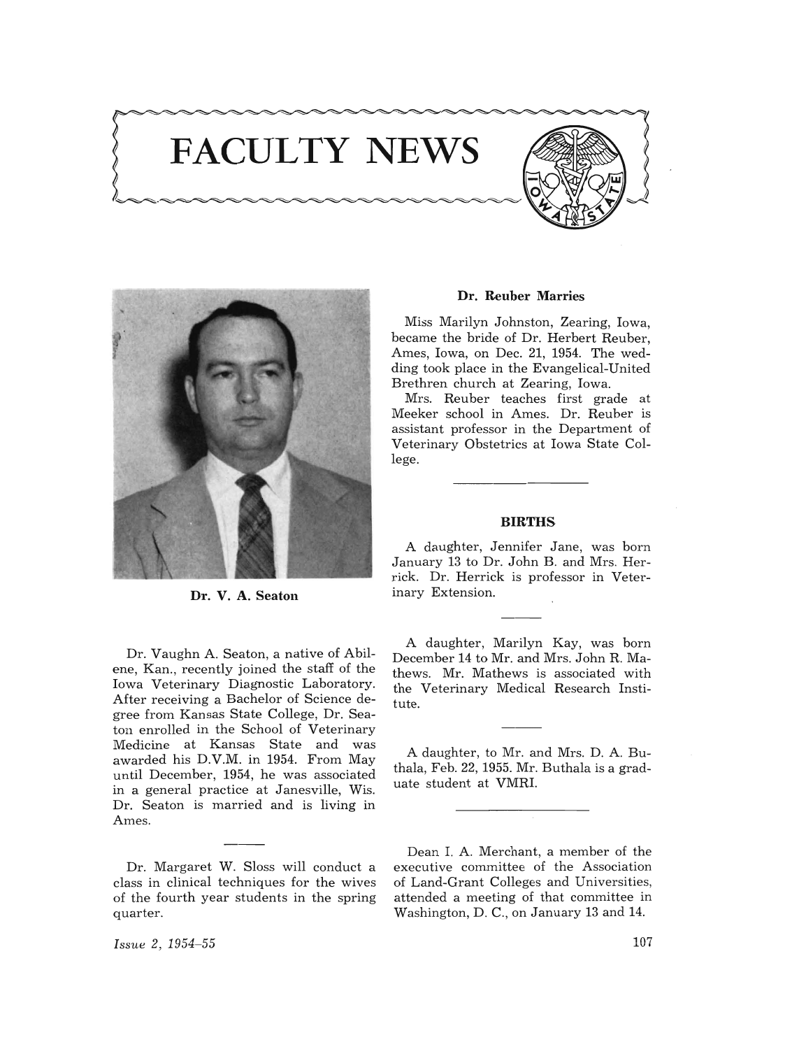# FACULTY NEWS

Dr. V. A. Seaton

Dr. Vaughn A. Seaton, a native of Abilene, Kan., recently joined the staff of the Iowa Veterinary Diagnostic Laboratory. After receiving a Bachelor of Science degree from Kansas State College, Dr. Seaton enrolled in the School of Veterinary Medicine at Kansas State and was awarded his D.V.M. in 1954. From May until December, 1954, he was associated in a general practice at Janesville, Wis. Dr. Seaton is married and is living in Ames.

---

Dr. Margaret W. Sloss will conduct a class in clinical techniques for the wives of the fourth year students in the spring quarter.

### Dr. Reuber Marries

Miss Marilyn Johnston, Zearing, Iowa, became the bride of Dr. Herbert Reuber, Ames, Iowa, on Dec. 21, 1954. The wedding took place in the Evangelical-United Brethren church at Zearing, Iowa.

Mrs. Reuber teaches first grade at Meeker school in Ames. Dr. Reuber is assistant professor in the Department of Veterinary Obstetrics at Iowa State College.

---

### BIRTHS

A daughter, Jennifer Jane, was born January 13 to Dr. John B. and Mrs. Herrick. Dr. Herrick is professor in Veterinary Extension.

---

A daughter, Marilyn Kay, was born December 14 to Mr. and Mrs. John R. Mathews. Mr. Mathews is associated with the Veterinary Medical Research Institute.

---

A daughter, to Mr. and Mrs. D. A. Buthala, Feb. 22, 1955. Mr. Buthala is a graduate student at VMRI.

---

Dean I. A. Merchant, a member of the executive committee of the Association of Land-Grant Colleges and Universities, attended a meeting of that committee in Washington, D. C., on January 13 and 14.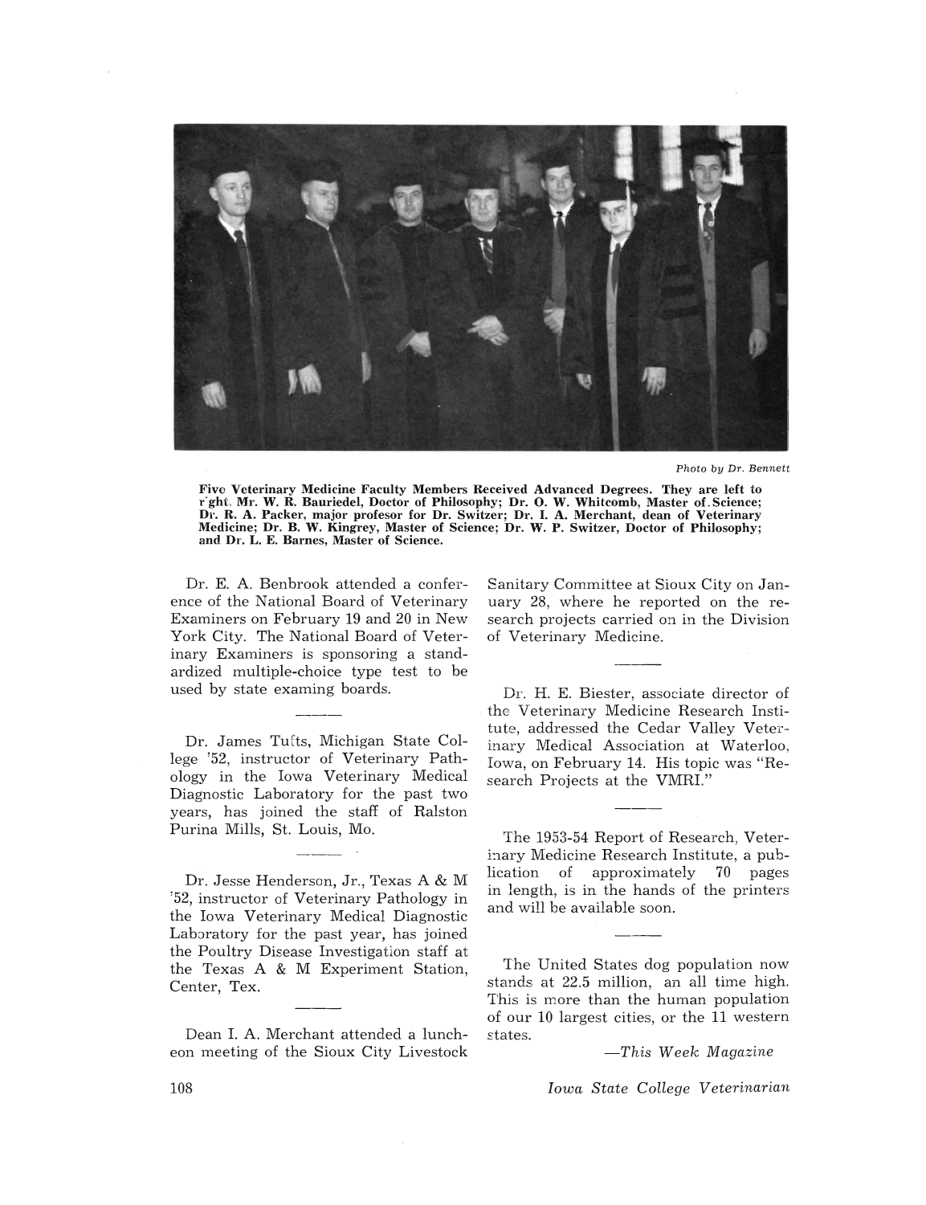Photo by Dr. Bennett

**Five Veterinary Medicine Faculty Members Received Advanced Degrees. They are left to right, Mr. W. R. Bauriedel, Doctor of Philosophy; Dr. O. W. Whitcomb, Master of Science; Dr. R. A. Packer, major profesor for Dr. Switzer; Dr. I. A. Merchant, dean of Veterinary Medicine; Dr. B. W. Kingrey, Master of Science; Dr. W. P. Switzer, Doctor of Philosophy; and Dr. L. E. Barnes, Master of Science.**

Dr. E. A. Benbrook attended a conference of the National Board of Veterinary Examiners on February 19 and 20 in New York City. The National Board of Veterinary Examiners is sponsoring a standardized multiple-choice type test to be used by state examing boards.

---

Dr. James Tufts, Michigan State College '52, instructor of Veterinary Pathology in the Iowa Veterinary Medical Diagnostic Laboratory for the past two years, has joined the staff of Ralston Purina Mills, St. Louis, Mo.

---

Dr. Jesse Henderson, Jr., Texas A & M '52, instructor of Veterinary Pathology in the Iowa Veterinary Medical Diagnostic Laboratory for the past year, has joined the Poultry Disease Investigation staff at the Texas A & M Experiment Station, Center, Tex.

---

Dean I. A. Merchant attended a luncheon meeting of the Sioux City Livestock Sanitary Committee at Sioux City on January 28, where he reported on the research projects carried on in the Division of Veterinary Medicine.

---

Dr. H. E. Biester, associate director of the Veterinary Medicine Research Institute, addressed the Cedar Valley Veterinary Medical Association at Waterloo, Iowa, on February 14. His topic was "Research Projects at the VMRI."

---

The 1953-54 Report of Research, Veterinary Medicine Research Institute, a publication of approximately 70 pages in length, is in the hands of the printers and will be available soon.

---

The United States dog population now stands at 22.5 million, an all time high. This is more than the human population of our 10 largest cities, or the 11 western states.

*—This Week Magazine*